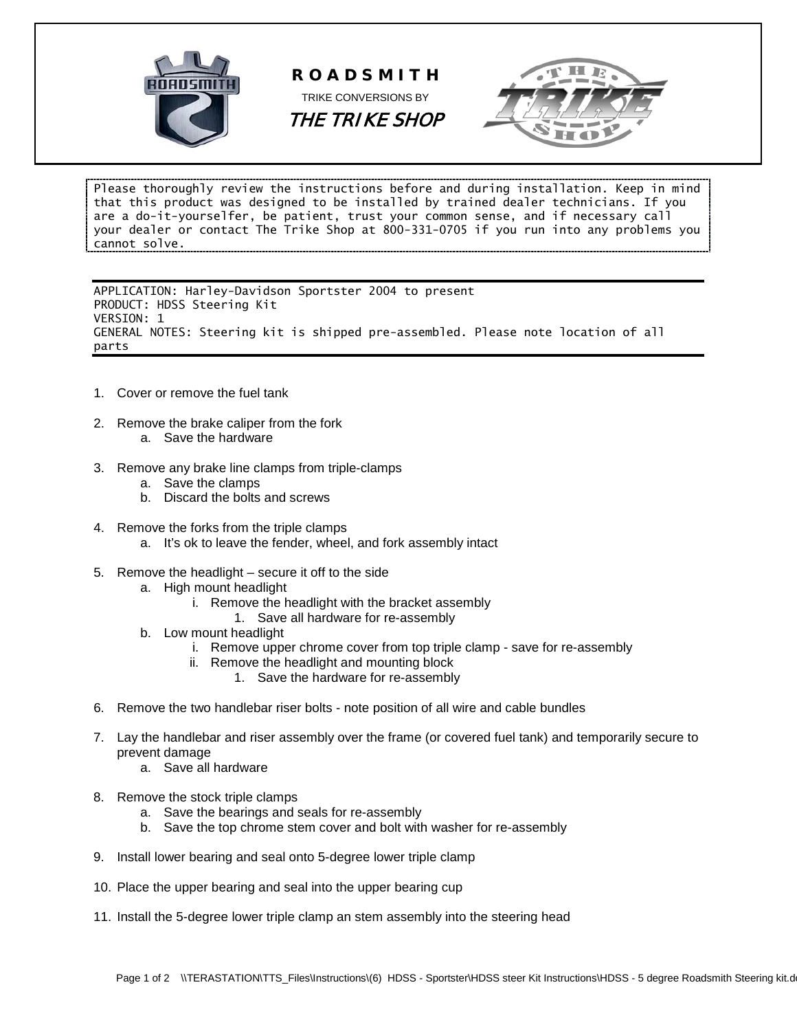# ROADSMITH

TRIKE CONVERSIONS BY

*THE TRIKE SHOP*

Please thoroughly review the instructions before and during installation. Keep in mind that this product was designed to be installed by trained dealer technicians. If you are a do-it-yourselfer, be patient, trust your common sense, and if necessary call your dealer or contact The Trike Shop at 800-331-0705 if you run into any problems you cannot solve.

APPLICATION: Harley-Davidson Sportster 2004 to present
PRODUCT: HDSS Steering Kit
VERSION: 1
GENERAL NOTES: Steering kit is shipped pre-assembled. Please note location of all parts

1. Cover or remove the fuel tank

2. Remove the brake caliper from the fork
   a. Save the hardware

3. Remove any brake line clamps from triple-clamps
   a. Save the clamps
   b. Discard the bolts and screws

4. Remove the forks from the triple clamps
   a. It's ok to leave the fender, wheel, and fork assembly intact

5. Remove the headlight – secure it off to the side
   a. High mount headlight
      i. Remove the headlight with the bracket assembly
         1. Save all hardware for re-assembly
   b. Low mount headlight
      i. Remove upper chrome cover from top triple clamp - save for re-assembly
      ii. Remove the headlight and mounting block
         1. Save the hardware for re-assembly

6. Remove the two handlebar riser bolts - note position of all wire and cable bundles

7. Lay the handlebar and riser assembly over the frame (or covered fuel tank) and temporarily secure to prevent damage
   a. Save all hardware

8. Remove the stock triple clamps
   a. Save the bearings and seals for re-assembly
   b. Save the top chrome stem cover and bolt with washer for re-assembly

9. Install lower bearing and seal onto 5-degree lower triple clamp

10. Place the upper bearing and seal into the upper bearing cup

11. Install the 5-degree lower triple clamp an stem assembly into the steering head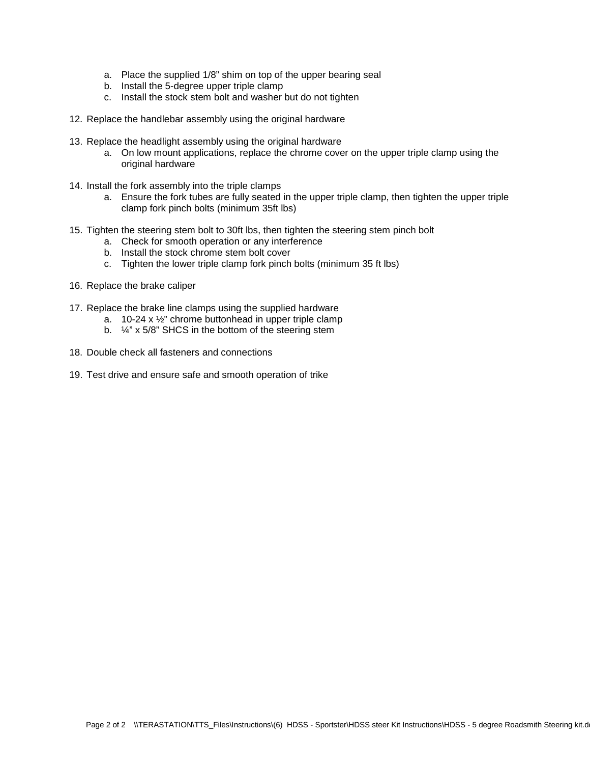a. Place the supplied 1/8" shim on top of the upper bearing seal
   b. Install the 5-degree upper triple clamp
   c. Install the stock stem bolt and washer but do not tighten

12. Replace the handlebar assembly using the original hardware

13. Replace the headlight assembly using the original hardware
    a. On low mount applications, replace the chrome cover on the upper triple clamp using the original hardware

14. Install the fork assembly into the triple clamps
    a. Ensure the fork tubes are fully seated in the upper triple clamp, then tighten the upper triple clamp fork pinch bolts (minimum 35ft lbs)

15. Tighten the steering stem bolt to 30ft lbs, then tighten the steering stem pinch bolt
    a. Check for smooth operation or any interference
    b. Install the stock chrome stem bolt cover
    c. Tighten the lower triple clamp fork pinch bolts (minimum 35 ft lbs)

16. Replace the brake caliper

17. Replace the brake line clamps using the supplied hardware
    a. 10-24 x ½" chrome buttonhead in upper triple clamp
    b. ¼" x 5/8" SHCS in the bottom of the steering stem

18. Double check all fasteners and connections

19. Test drive and ensure safe and smooth operation of trike